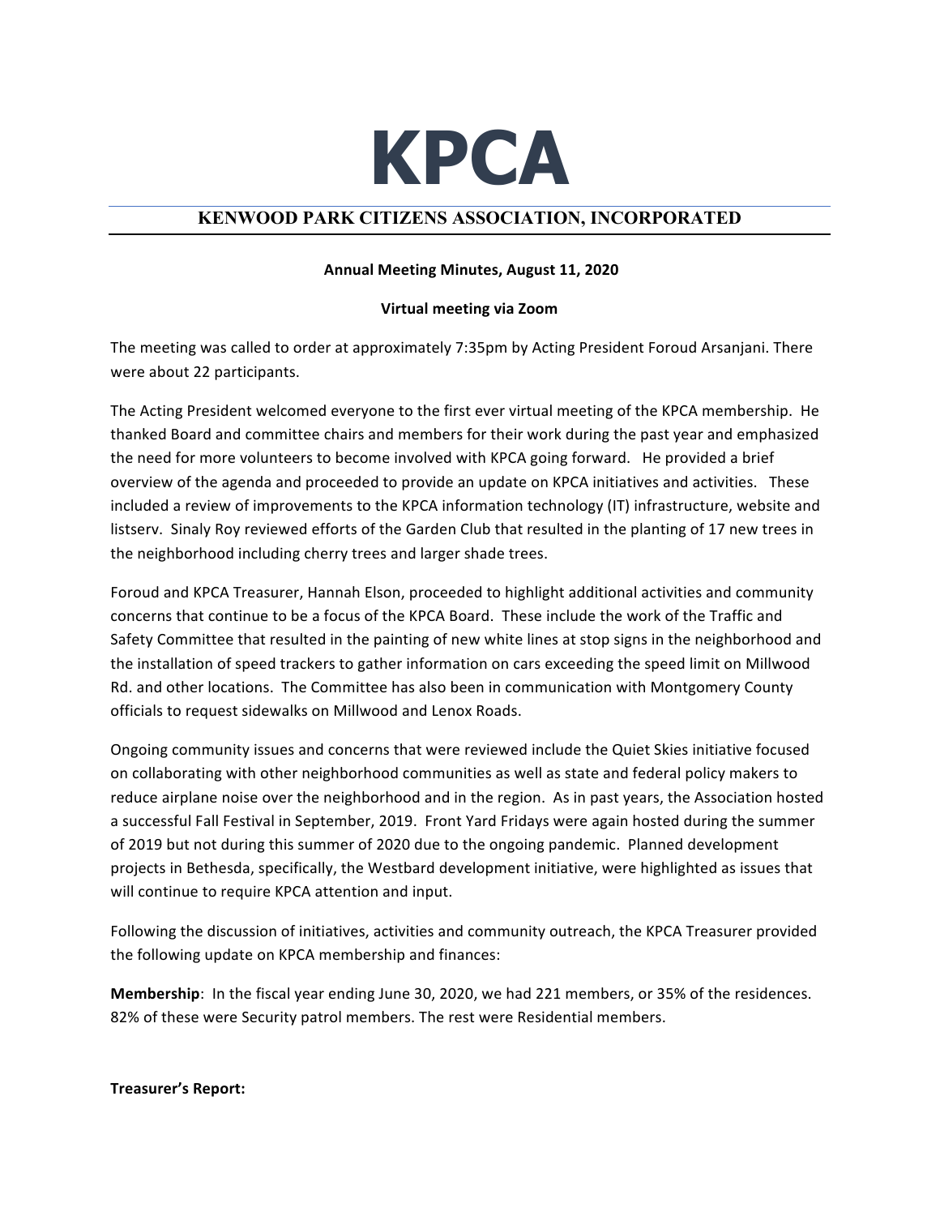# KPCA

## KENWOOD PARK CITIZENS ASSOCIATION, INCORPORATED

**Annual Meeting Minutes, August 11, 2020**

**Virtual meeting via Zoom**

The meeting was called to order at approximately 7:35pm by Acting President Foroud Arsanjani. There were about 22 participants.

The Acting President welcomed everyone to the first ever virtual meeting of the KPCA membership. He thanked Board and committee chairs and members for their work during the past year and emphasized the need for more volunteers to become involved with KPCA going forward. He provided a brief overview of the agenda and proceeded to provide an update on KPCA initiatives and activities. These included a review of improvements to the KPCA information technology (IT) infrastructure, website and listserv. Sinaly Roy reviewed efforts of the Garden Club that resulted in the planting of 17 new trees in the neighborhood including cherry trees and larger shade trees.

Foroud and KPCA Treasurer, Hannah Elson, proceeded to highlight additional activities and community concerns that continue to be a focus of the KPCA Board. These include the work of the Traffic and Safety Committee that resulted in the painting of new white lines at stop signs in the neighborhood and the installation of speed trackers to gather information on cars exceeding the speed limit on Millwood Rd. and other locations. The Committee has also been in communication with Montgomery County officials to request sidewalks on Millwood and Lenox Roads.

Ongoing community issues and concerns that were reviewed include the Quiet Skies initiative focused on collaborating with other neighborhood communities as well as state and federal policy makers to reduce airplane noise over the neighborhood and in the region. As in past years, the Association hosted a successful Fall Festival in September, 2019. Front Yard Fridays were again hosted during the summer of 2019 but not during this summer of 2020 due to the ongoing pandemic. Planned development projects in Bethesda, specifically, the Westbard development initiative, were highlighted as issues that will continue to require KPCA attention and input.

Following the discussion of initiatives, activities and community outreach, the KPCA Treasurer provided the following update on KPCA membership and finances:

**Membership**: In the fiscal year ending June 30, 2020, we had 221 members, or 35% of the residences. 82% of these were Security patrol members. The rest were Residential members.

**Treasurer's Report:**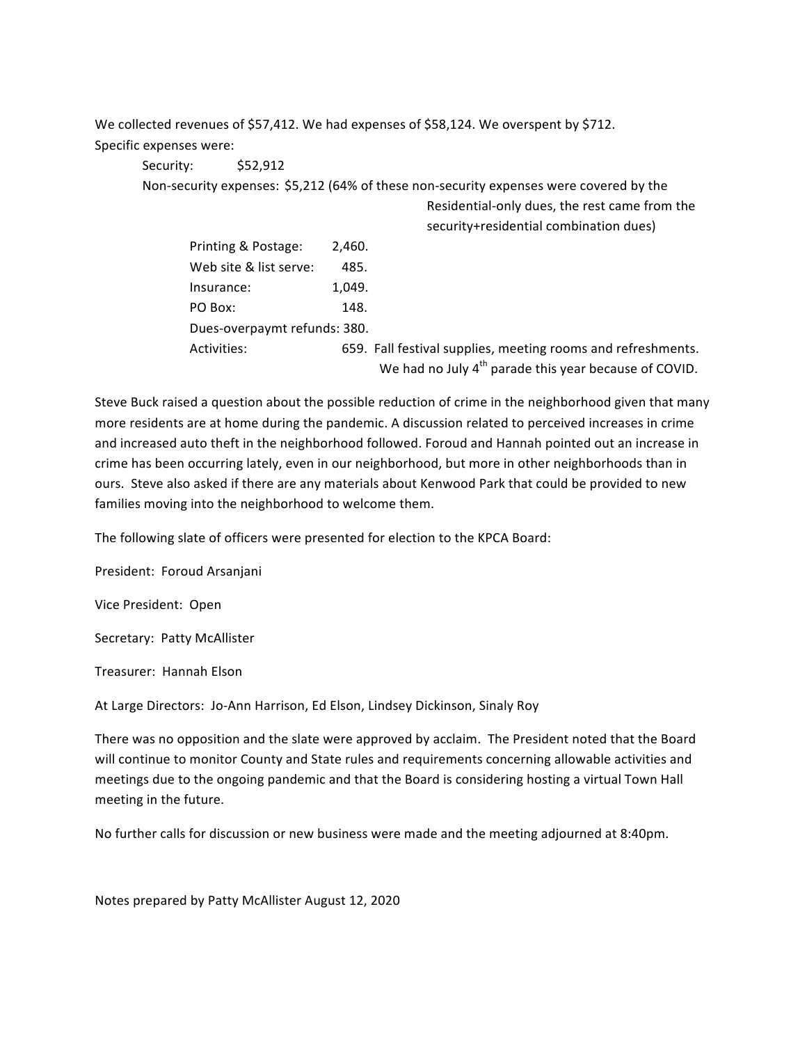We collected revenues of $57,412. We had expenses of $58,124. We overspent by $712.

Specific expenses were:

Security: $52,912

Non-security expenses: $5,212 (64% of these non-security expenses were covered by the Residential-only dues, the rest came from the security+residential combination dues)

| | | |
|---|---|---|
| Printing & Postage: | 2,460. | |
| Web site & list serve: | 485. | |
| Insurance: | 1,049. | |
| PO Box: | 148. | |
| Dues-overpaymt refunds: | 380. | |
| Activities: | 659. | Fall festival supplies, meeting rooms and refreshments. We had no July 4th parade this year because of COVID. |

Steve Buck raised a question about the possible reduction of crime in the neighborhood given that many more residents are at home during the pandemic. A discussion related to perceived increases in crime and increased auto theft in the neighborhood followed. Foroud and Hannah pointed out an increase in crime has been occurring lately, even in our neighborhood, but more in other neighborhoods than in ours. Steve also asked if there are any materials about Kenwood Park that could be provided to new families moving into the neighborhood to welcome them.

The following slate of officers were presented for election to the KPCA Board:

President: Foroud Arsanjani

Vice President: Open

Secretary: Patty McAllister

Treasurer: Hannah Elson

At Large Directors: Jo-Ann Harrison, Ed Elson, Lindsey Dickinson, Sinaly Roy

There was no opposition and the slate were approved by acclaim. The President noted that the Board will continue to monitor County and State rules and requirements concerning allowable activities and meetings due to the ongoing pandemic and that the Board is considering hosting a virtual Town Hall meeting in the future.

No further calls for discussion or new business were made and the meeting adjourned at 8:40pm.

Notes prepared by Patty McAllister August 12, 2020